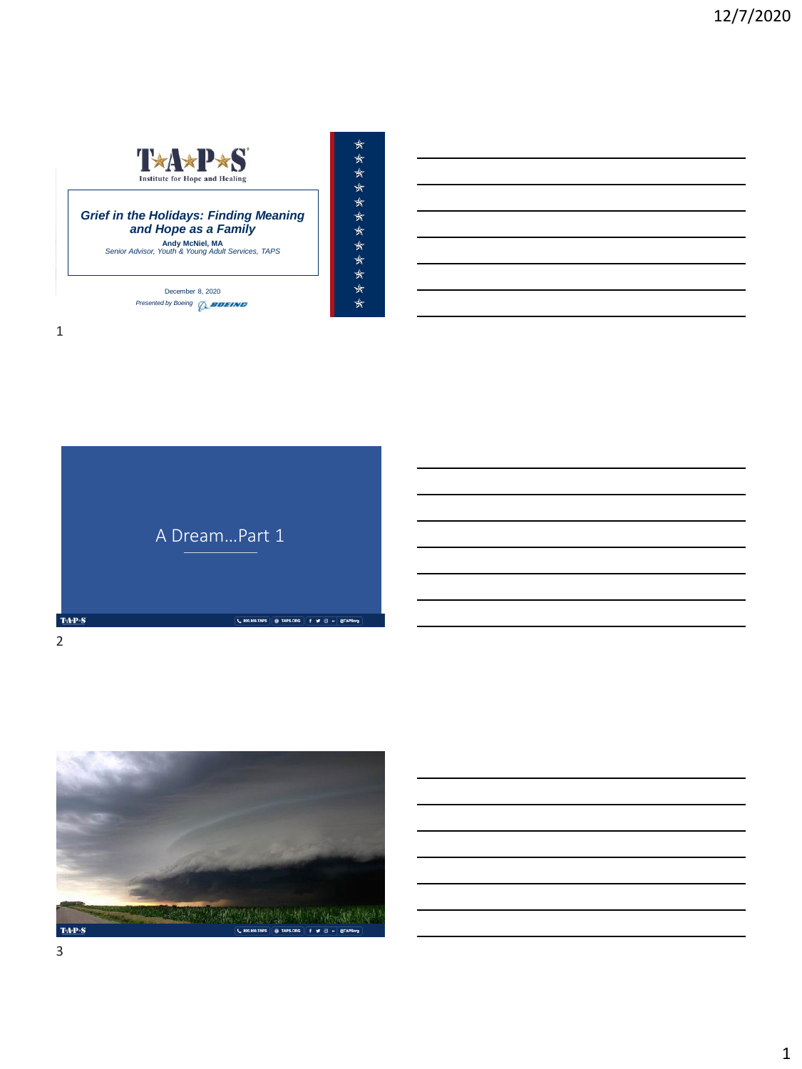TAPS Institute for Hope and Healing

***Grief in the Holidays: Finding Meaning and Hope as a Family***

**Andy McNiel, MA**

*Senior Advisor, Youth & Young Adult Services, TAPS*

December 8, 2020

*Presented by Boeing*

A Dream…Part 1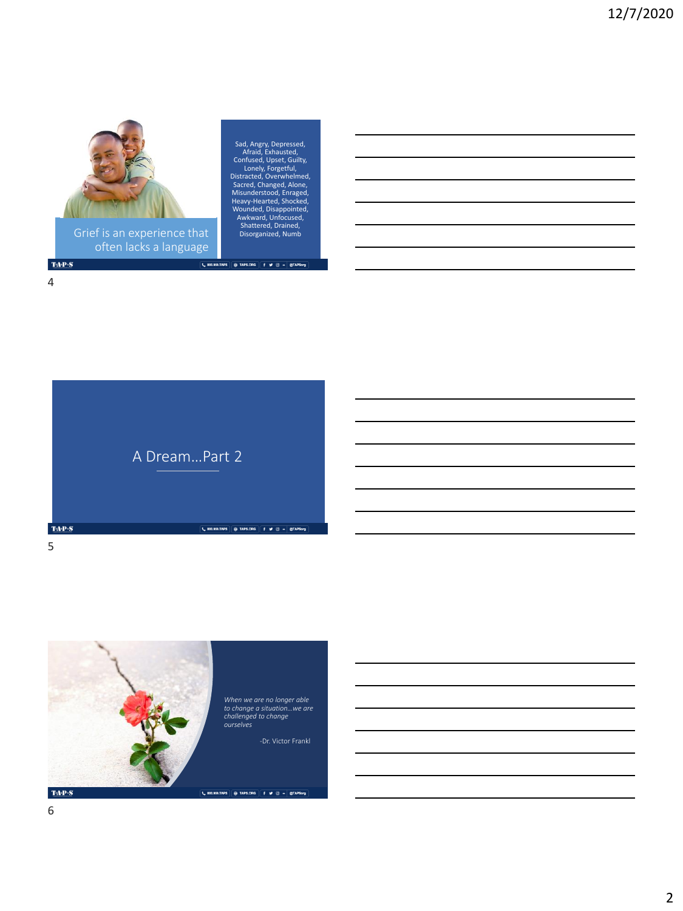Grief is an experience that often lacks a language

Sad, Angry, Depressed, Afraid, Exhausted, Confused, Upset, Guilty, Lonely, Forgetful, Distracted, Overwhelmed, Sacred, Changed, Alone, Misunderstood, Enraged, Heavy-Hearted, Shocked, Wounded, Disappointed, Awkward, Unfocused, Shattered, Drained, Disorganized, Numb

A Dream…Part 2

*When we are no longer able to change a situation…we are challenged to change ourselves*

-Dr. Victor Frankl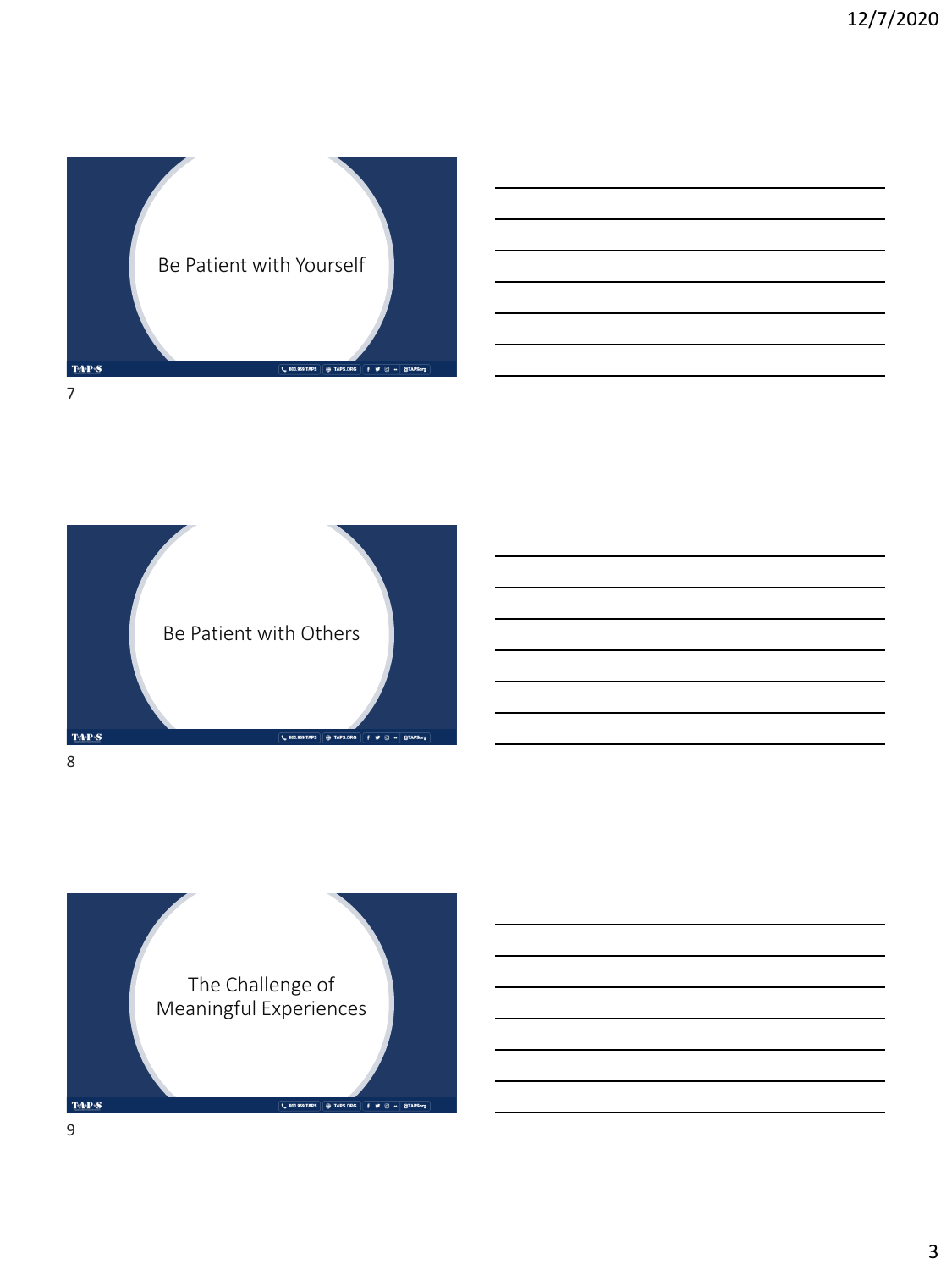Be Patient with Yourself

7

Be Patient with Others

8

The Challenge of Meaningful Experiences

9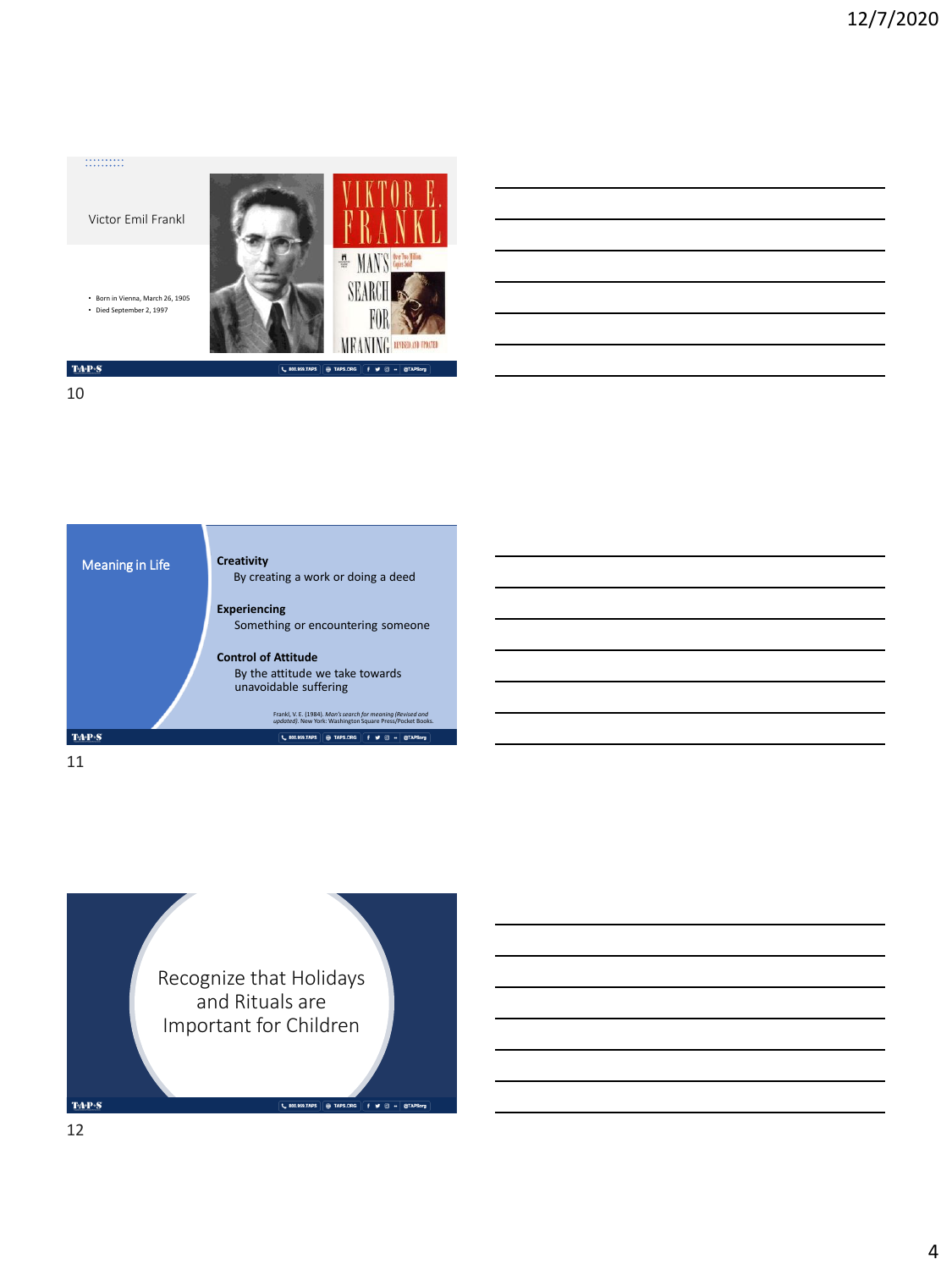## Victor Emil Frankl

- Born in Vienna, March 26, 1905
- Died September 2, 1997

VIKTOR E. FRANKL

MAN'S SEARCH FOR MEANING

Over Two Million Copies Sold!

REVISED AND UPDATED

## Meaning in Life

**Creativity**
By creating a work or doing a deed

**Experiencing**
Something or encountering someone

**Control of Attitude**
By the attitude we take towards unavoidable suffering

Frankl, V. E. (1984). *Man's search for meaning (Revised and updated)*. New York: Washington Square Press/Pocket Books.

## Recognize that Holidays and Rituals are Important for Children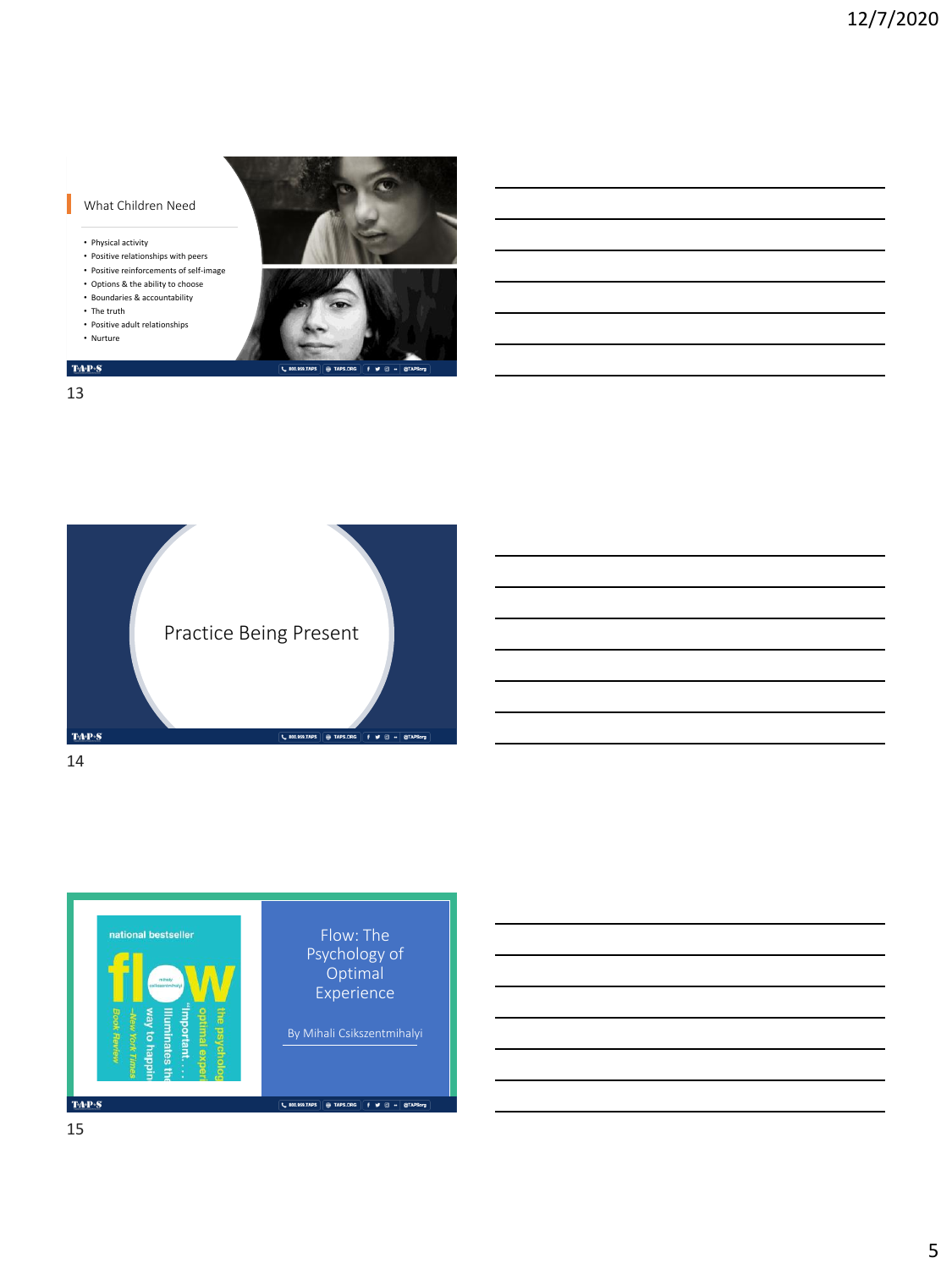## What Children Need

- Physical activity
- Positive relationships with peers
- Positive reinforcements of self-image
- Options & the ability to choose
- Boundaries & accountability
- The truth
- Positive adult relationships
- Nurture

## Practice Being Present

## Flow: The Psychology of Optimal Experience

By Mihali Csikszentmihalyi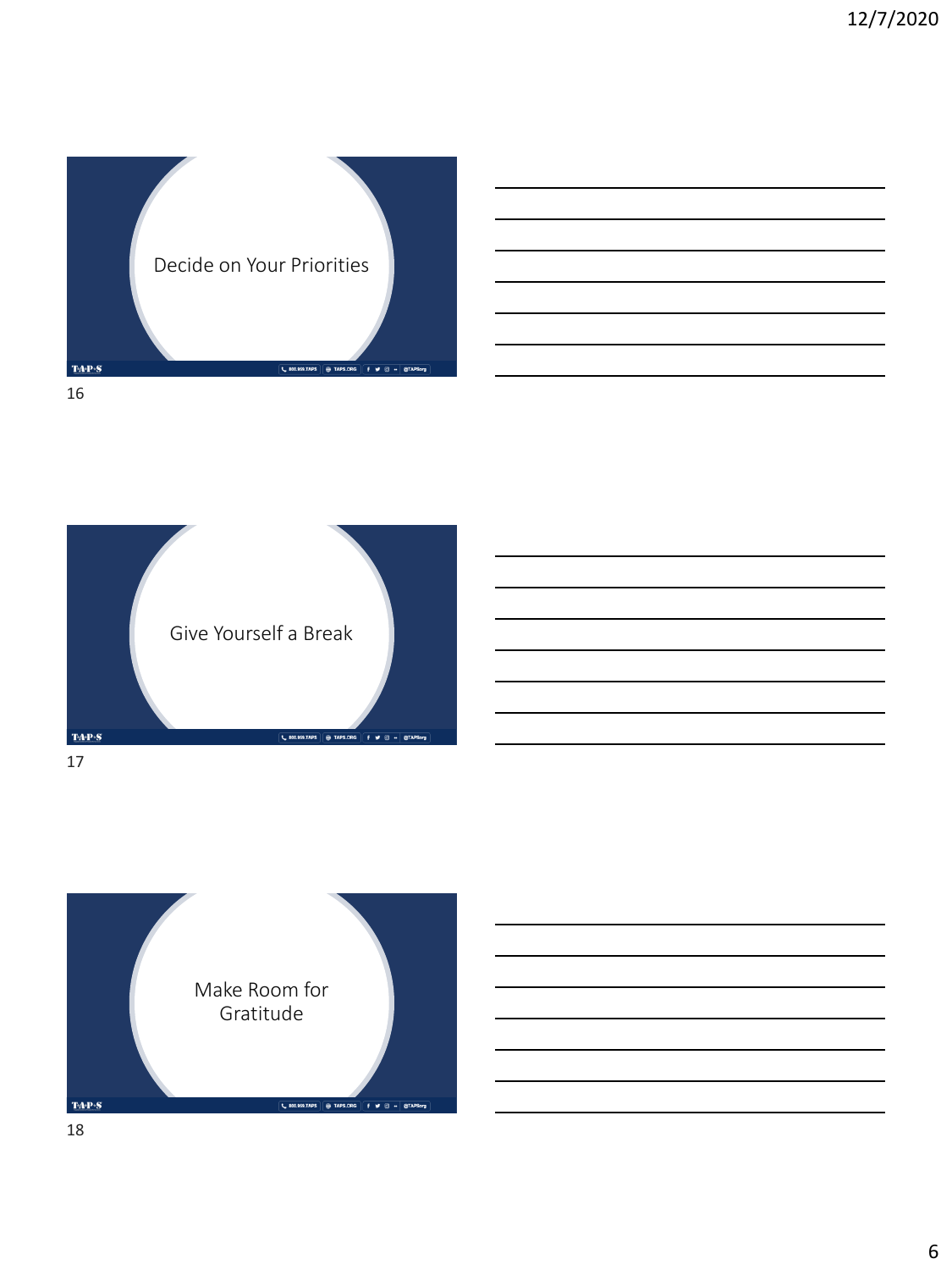Decide on Your Priorities

Give Yourself a Break

Make Room for Gratitude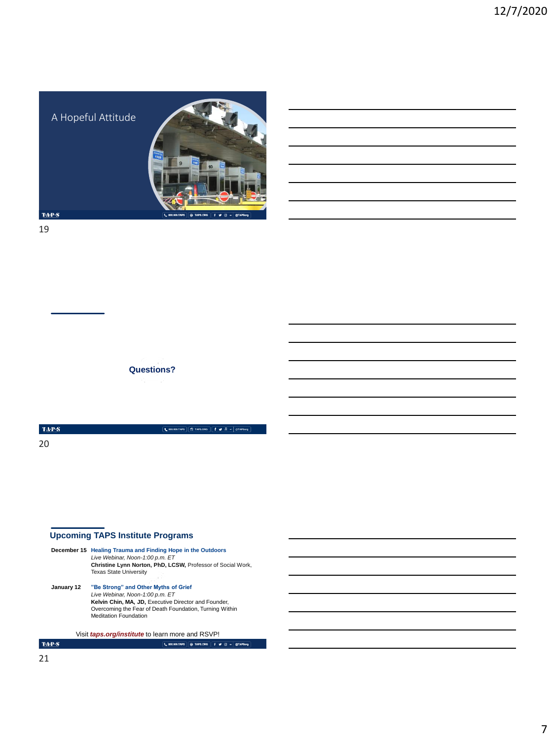## A Hopeful Attitude

## Questions?

## Upcoming TAPS Institute Programs

**December 15** **Healing Trauma and Finding Hope in the Outdoors**
*Live Webinar, Noon-1:00 p.m. ET*
**Christine Lynn Norton, PhD, LCSW,** Professor of Social Work, Texas State University

**January 12** **"Be Strong" and Other Myths of Grief**
*Live Webinar, Noon-1:00 p.m. ET*
**Kelvin Chin, MA, JD,** Executive Director and Founder, Overcoming the Fear of Death Foundation, Turning Within Meditation Foundation

Visit ***taps.org/institute*** to learn more and RSVP!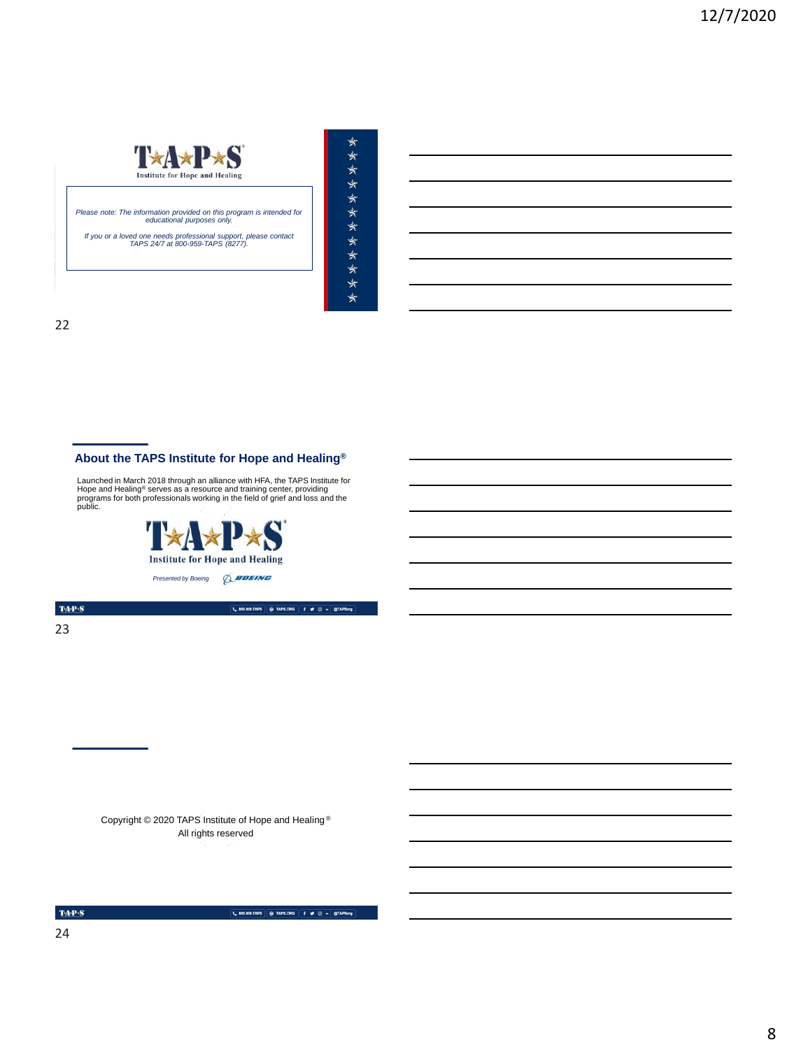T★A★P★S

Institute for Hope and Healing

*Please note: The information provided on this program is intended for educational purposes only.*

*If you or a loved one needs professional support, please contact TAPS 24/7 at 800-959-TAPS (8277).*

## About the TAPS Institute for Hope and Healing®

Launched in March 2018 through an alliance with HFA, the TAPS Institute for Hope and Healing® serves as a resource and training center, providing programs for both professionals working in the field of grief and loss and the public.

T★A★P★S

Institute for Hope and Healing

*Presented by Boeing*

BOEING

Copyright © 2020 TAPS Institute of Hope and Healing®
All rights reserved